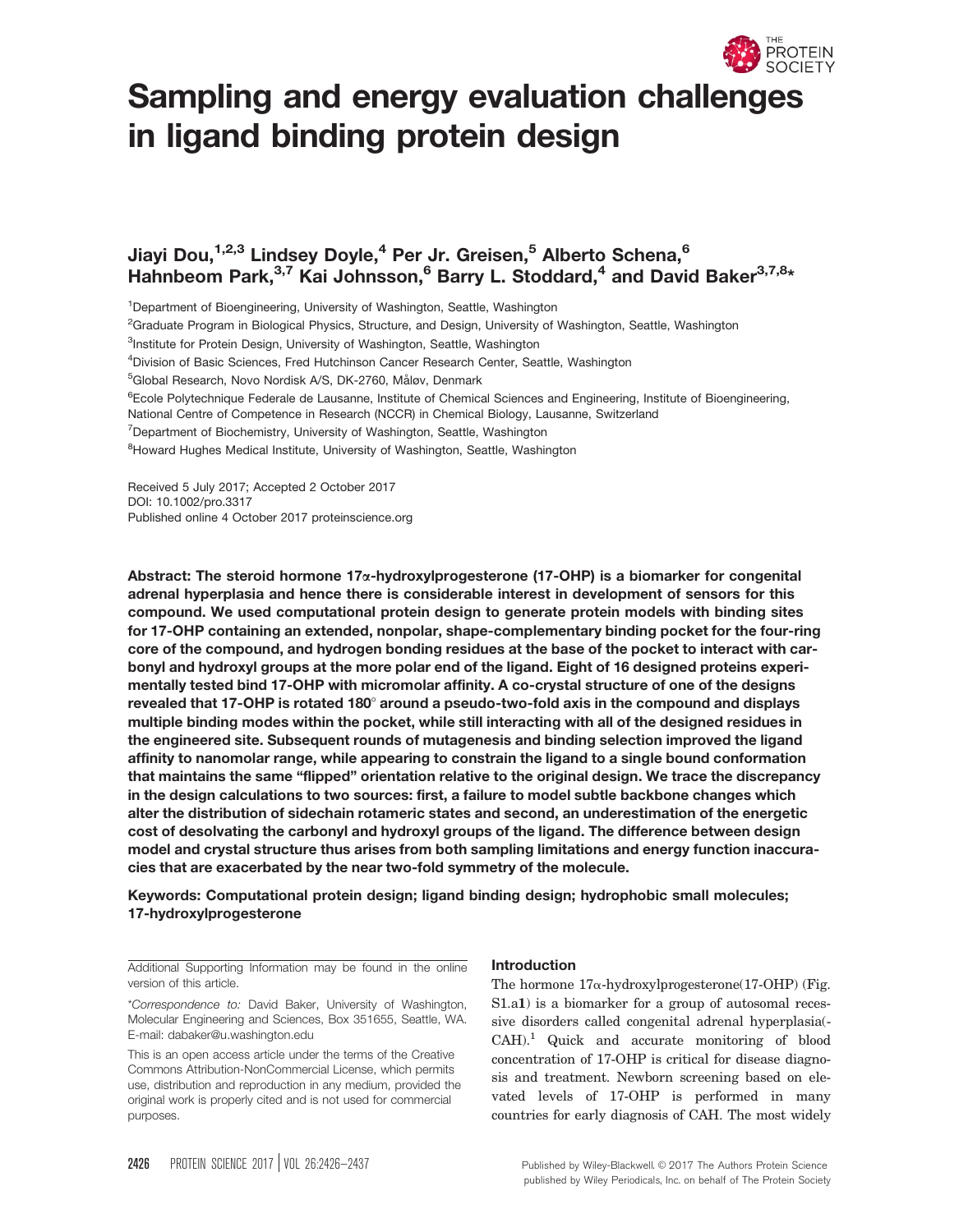# Sampling and energy evaluation challenges in ligand binding protein design

**Jiayi Dou,[1,2,3] Lindsey Doyle,[4] Per Jr. Greisen,[5] Alberto Schena,[6] Hahnbeom Park,[3,7] Kai Johnsson,[6] Barry L. Stoddard,[4] and David Baker[3,7,8]***

[1]Department of Bioengineering, University of Washington, Seattle, Washington
[2]Graduate Program in Biological Physics, Structure, and Design, University of Washington, Seattle, Washington
[3]Institute for Protein Design, University of Washington, Seattle, Washington
[4]Division of Basic Sciences, Fred Hutchinson Cancer Research Center, Seattle, Washington
[5]Global Research, Novo Nordisk A/S, DK-2760, Måløv, Denmark
[6]Ecole Polytechnique Federale de Lausanne, Institute of Chemical Sciences and Engineering, Institute of Bioengineering, National Centre of Competence in Research (NCCR) in Chemical Biology, Lausanne, Switzerland
[7]Department of Biochemistry, University of Washington, Seattle, Washington
[8]Howard Hughes Medical Institute, University of Washington, Seattle, Washington

Received 5 July 2017; Accepted 2 October 2017
DOI: 10.1002/pro.3317
Published online 4 October 2017 proteinscience.org

**Abstract: The steroid hormone 17α-hydroxylprogesterone (17-OHP) is a biomarker for congenital adrenal hyperplasia and hence there is considerable interest in development of sensors for this compound. We used computational protein design to generate protein models with binding sites for 17-OHP containing an extended, nonpolar, shape-complementary binding pocket for the four-ring core of the compound, and hydrogen bonding residues at the base of the pocket to interact with carbonyl and hydroxyl groups at the more polar end of the ligand. Eight of 16 designed proteins experimentally tested bind 17-OHP with micromolar affinity. A co-crystal structure of one of the designs revealed that 17-OHP is rotated 180° around a pseudo-two-fold axis in the compound and displays multiple binding modes within the pocket, while still interacting with all of the designed residues in the engineered site. Subsequent rounds of mutagenesis and binding selection improved the ligand affinity to nanomolar range, while appearing to constrain the ligand to a single bound conformation that maintains the same "flipped" orientation relative to the original design. We trace the discrepancy in the design calculations to two sources: first, a failure to model subtle backbone changes which alter the distribution of sidechain rotameric states and second, an underestimation of the energetic cost of desolvating the carbonyl and hydroxyl groups of the ligand. The difference between design model and crystal structure thus arises from both sampling limitations and energy function inaccuracies that are exacerbated by the near two-fold symmetry of the molecule.**

**Keywords: Computational protein design; ligand binding design; hydrophobic small molecules; 17-hydroxylprogesterone**

Additional Supporting Information may be found in the online version of this article.

*Correspondence to: David Baker, University of Washington, Molecular Engineering and Sciences, Box 351655, Seattle, WA. E-mail: dabaker@u.washington.edu

This is an open access article under the terms of the Creative Commons Attribution-NonCommercial License, which permits use, distribution and reproduction in any medium, provided the original work is properly cited and is not used for commercial purposes.

## Introduction

The hormone 17α-hydroxylprogesterone(17-OHP) (Fig. S1.a**1**) is a biomarker for a group of autosomal recessive disorders called congenital adrenal hyperplasia(-CAH).[1] Quick and accurate monitoring of blood concentration of 17-OHP is critical for disease diagnosis and treatment. Newborn screening based on elevated levels of 17-OHP is performed in many countries for early diagnosis of CAH. The most widely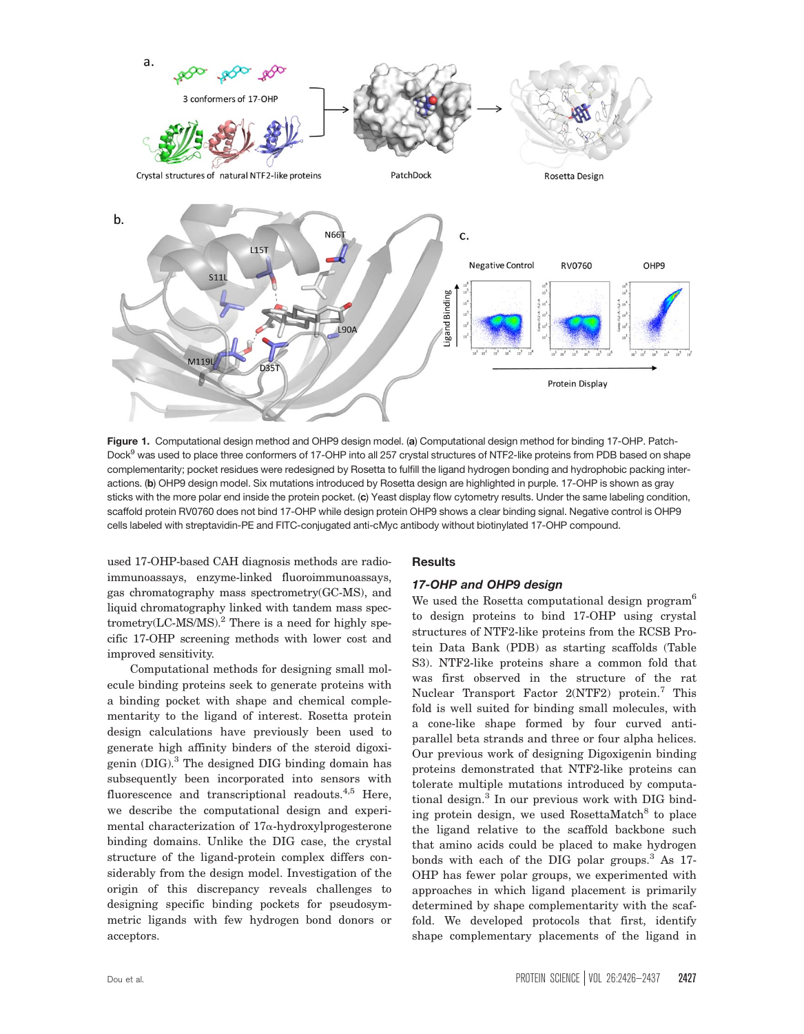**Figure 1.** Computational design method and OHP9 design model. (**a**) Computational design method for binding 17-OHP. PatchDock[9] was used to place three conformers of 17-OHP into all 257 crystal structures of NTF2-like proteins from PDB based on shape complementarity; pocket residues were redesigned by Rosetta to fulfill the ligand hydrogen bonding and hydrophobic packing interactions. (**b**) OHP9 design model. Six mutations introduced by Rosetta design are highlighted in purple. 17-OHP is shown as gray sticks with the more polar end inside the protein pocket. (**c**) Yeast display flow cytometry results. Under the same labeling condition, scaffold protein RV0760 does not bind 17-OHP while design protein OHP9 shows a clear binding signal. Negative control is OHP9 cells labeled with streptavidin-PE and FITC-conjugated anti-cMyc antibody without biotinylated 17-OHP compound.

used 17-OHP-based CAH diagnosis methods are radioimmunoassays, enzyme-linked fluoroimmunoassays, gas chromatography mass spectrometry(GC-MS), and liquid chromatography linked with tandem mass spectrometry(LC-MS/MS).[2] There is a need for highly specific 17-OHP screening methods with lower cost and improved sensitivity.

Computational methods for designing small molecule binding proteins seek to generate proteins with a binding pocket with shape and chemical complementarity to the ligand of interest. Rosetta protein design calculations have previously been used to generate high affinity binders of the steroid digoxigenin (DIG).[3] The designed DIG binding domain has subsequently been incorporated into sensors with fluorescence and transcriptional readouts.[4,5] Here, we describe the computational design and experimental characterization of 17α-hydroxylprogesterone binding domains. Unlike the DIG case, the crystal structure of the ligand-protein complex differs considerably from the design model. Investigation of the origin of this discrepancy reveals challenges to designing specific binding pockets for pseudosymmetric ligands with few hydrogen bond donors or acceptors.

## Results

### *17-OHP and OHP9 design*

We used the Rosetta computational design program[6] to design proteins to bind 17-OHP using crystal structures of NTF2-like proteins from the RCSB Protein Data Bank (PDB) as starting scaffolds (Table S3). NTF2-like proteins share a common fold that was first observed in the structure of the rat Nuclear Transport Factor 2(NTF2) protein.[7] This fold is well suited for binding small molecules, with a cone-like shape formed by four curved antiparallel beta strands and three or four alpha helices. Our previous work of designing Digoxigenin binding proteins demonstrated that NTF2-like proteins can tolerate multiple mutations introduced by computational design.[3] In our previous work with DIG binding protein design, we used RosettaMatch[8] to place the ligand relative to the scaffold backbone such that amino acids could be placed to make hydrogen bonds with each of the DIG polar groups.[3] As 17-OHP has fewer polar groups, we experimented with approaches in which ligand placement is primarily determined by shape complementarity with the scaffold. We developed protocols that first, identify shape complementary placements of the ligand in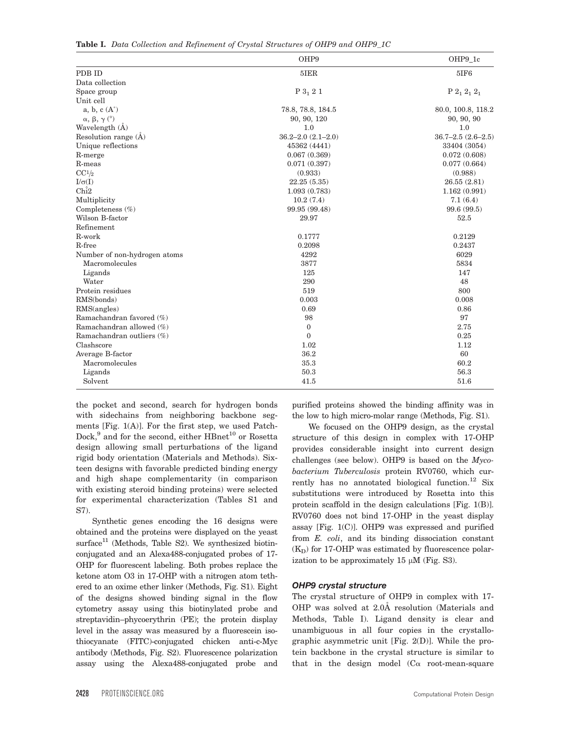**Table I.** *Data Collection and Refinement of Crystal Structures of OHP9 and OHP9_1C*

| | OHP9 | OHP9_1c |
|---|---|---|
| PDB ID | 5IER | 5IF6 |
| Data collection | | |
| Space group | P $3_1$ 2 1 | P $2_1$ $2_1$ $2_1$ |
| Unit cell | | |
| a, b, c (A°) | 78.8, 78.8, 184.5 | 80.0, 100.8, 118.2 |
| α, β, γ (°) | 90, 90, 120 | 90, 90, 90 |
| Wavelength (Å) | 1.0 | 1.0 |
| Resolution range (Å) | 36.2–2.0 (2.1–2.0) | 36.7–2.5 (2.6–2.5) |
| Unique reflections | 45362 (4441) | 33404 (3054) |
| R-merge | 0.067 (0.369) | 0.072 (0.608) |
| R-meas | 0.071 (0.397) | 0.077 (0.664) |
| $CC_{1/2}$ | (0.933) | (0.988) |
| I/σ(I) | 22.25 (5.35) | 26.55 (2.81) |
| Chî2 | 1.093 (0.783) | 1.162 (0.991) |
| Multiplicity | 10.2 (7.4) | 7.1 (6.4) |
| Completeness (%) | 99.95 (99.48) | 99.6 (99.5) |
| Wilson B-factor | 29.97 | 52.5 |
| Refinement | | |
| R-work | 0.1777 | 0.2129 |
| R-free | 0.2098 | 0.2437 |
| Number of non-hydrogen atoms | 4292 | 6029 |
| Macromolecules | 3877 | 5834 |
| Ligands | 125 | 147 |
| Water | 290 | 48 |
| Protein residues | 519 | 800 |
| RMS(bonds) | 0.003 | 0.008 |
| RMS(angles) | 0.69 | 0.86 |
| Ramachandran favored (%) | 98 | 97 |
| Ramachandran allowed (%) | 0 | 2.75 |
| Ramachandran outliers (%) | 0 | 0.25 |
| Clashscore | 1.02 | 1.12 |
| Average B-factor | 36.2 | 60 |
| Macromolecules | 35.3 | 60.2 |
| Ligands | 50.3 | 56.3 |
| Solvent | 41.5 | 51.6 |

the pocket and second, search for hydrogen bonds with sidechains from neighboring backbone segments [Fig. 1(A)]. For the first step, we used PatchDock,[9] and for the second, either HBnet[10] or Rosetta design allowing small perturbations of the ligand rigid body orientation (Materials and Methods). Sixteen designs with favorable predicted binding energy and high shape complementarity (in comparison with existing steroid binding proteins) were selected for experimental characterization (Tables S1 and S7).

Synthetic genes encoding the 16 designs were obtained and the proteins were displayed on the yeast surface[11] (Methods, Table S2). We synthesized biotin-conjugated and an Alexa488-conjugated probes of 17-OHP for fluorescent labeling. Both probes replace the ketone atom O3 in 17-OHP with a nitrogen atom tethered to an oxime ether linker (Methods, Fig. S1). Eight of the designs showed binding signal in the flow cytometry assay using this biotinylated probe and streptavidin–phycoerythrin (PE); the protein display level in the assay was measured by a fluorescein isothiocyanate (FITC)-conjugated chicken anti-c-Myc antibody (Methods, Fig. S2). Fluorescence polarization assay using the Alexa488-conjugated probe and purified proteins showed the binding affinity was in the low to high micro-molar range (Methods, Fig. S1).

We focused on the OHP9 design, as the crystal structure of this design in complex with 17-OHP provides considerable insight into current design challenges (see below). OHP9 is based on the *Mycobacterium Tuberculosis* protein RV0760, which currently has no annotated biological function.[12] Six substitutions were introduced by Rosetta into this protein scaffold in the design calculations [Fig. 1(B)]. RV0760 does not bind 17-OHP in the yeast display assay [Fig. 1(C)]. OHP9 was expressed and purified from *E. coli*, and its binding dissociation constant ($K_D$) for 17-OHP was estimated by fluorescence polarization to be approximately 15 μM (Fig. S3).

### *OHP9 crystal structure*

The crystal structure of OHP9 in complex with 17-OHP was solved at 2.0Å resolution (Materials and Methods, Table I). Ligand density is clear and unambiguous in all four copies in the crystallographic asymmetric unit [Fig. 2(D)]. While the protein backbone in the crystal structure is similar to that in the design model (Cα root-mean-square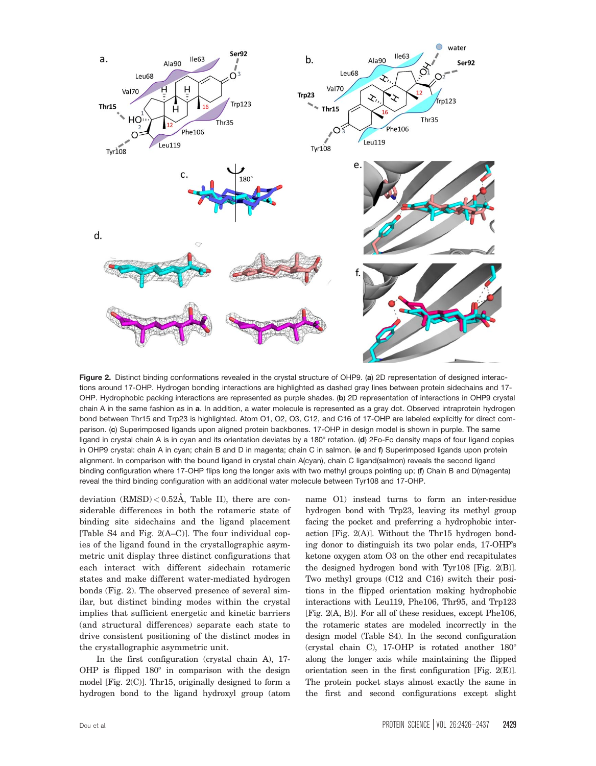**Figure 2.** Distinct binding conformations revealed in the crystal structure of OHP9. (**a**) 2D representation of designed interactions around 17-OHP. Hydrogen bonding interactions are highlighted as dashed gray lines between protein sidechains and 17-OHP. Hydrophobic packing interactions are represented as purple shades. (**b**) 2D representation of interactions in OHP9 crystal chain A in the same fashion as in **a**. In addition, a water molecule is represented as a gray dot. Observed intraprotein hydrogen bond between Thr15 and Trp23 is highlighted. Atom O1, O2, O3, C12, and C16 of 17-OHP are labeled explicitly for direct comparison. (**c**) Superimposed ligands upon aligned protein backbones. 17-OHP in design model is shown in purple. The same ligand in crystal chain A is in cyan and its orientation deviates by a 180° rotation. (**d**) 2Fo-Fc density maps of four ligand copies in OHP9 crystal: chain A in cyan; chain B and D in magenta; chain C in salmon. (**e** and **f**) Superimposed ligands upon protein alignment. In comparison with the bound ligand in crystal chain A(cyan), chain C ligand(salmon) reveals the second ligand binding configuration where 17-OHP flips long the longer axis with two methyl groups pointing up; (**f**) Chain B and D(magenta) reveal the third binding configuration with an additional water molecule between Tyr108 and 17-OHP.

deviation (RMSD) < 0.52Å, Table II), there are considerable differences in both the rotameric state of binding site sidechains and the ligand placement [Table S4 and Fig. 2(A–C)]. The four individual copies of the ligand found in the crystallographic asymmetric unit display three distinct configurations that each interact with different sidechain rotameric states and make different water-mediated hydrogen bonds (Fig. 2). The observed presence of several similar, but distinct binding modes within the crystal implies that sufficient energetic and kinetic barriers (and structural differences) separate each state to drive consistent positioning of the distinct modes in the crystallographic asymmetric unit.

In the first configuration (crystal chain A), 17-OHP is flipped 180° in comparison with the design model [Fig. 2(C)]. Thr15, originally designed to form a hydrogen bond to the ligand hydroxyl group (atom name O1) instead turns to form an inter-residue hydrogen bond with Trp23, leaving its methyl group facing the pocket and preferring a hydrophobic interaction [Fig. 2(A)]. Without the Thr15 hydrogen bonding donor to distinguish its two polar ends, 17-OHP's ketone oxygen atom O3 on the other end recapitulates the designed hydrogen bond with Tyr108 [Fig. 2(B)]. Two methyl groups (C12 and C16) switch their positions in the flipped orientation making hydrophobic interactions with Leu119, Phe106, Thr95, and Trp123 [Fig. 2(A, B)]. For all of these residues, except Phe106, the rotameric states are modeled incorrectly in the design model (Table S4). In the second configuration (crystal chain C), 17-OHP is rotated another 180° along the longer axis while maintaining the flipped orientation seen in the first configuration [Fig. 2(E)]. The protein pocket stays almost exactly the same in the first and second configurations except slight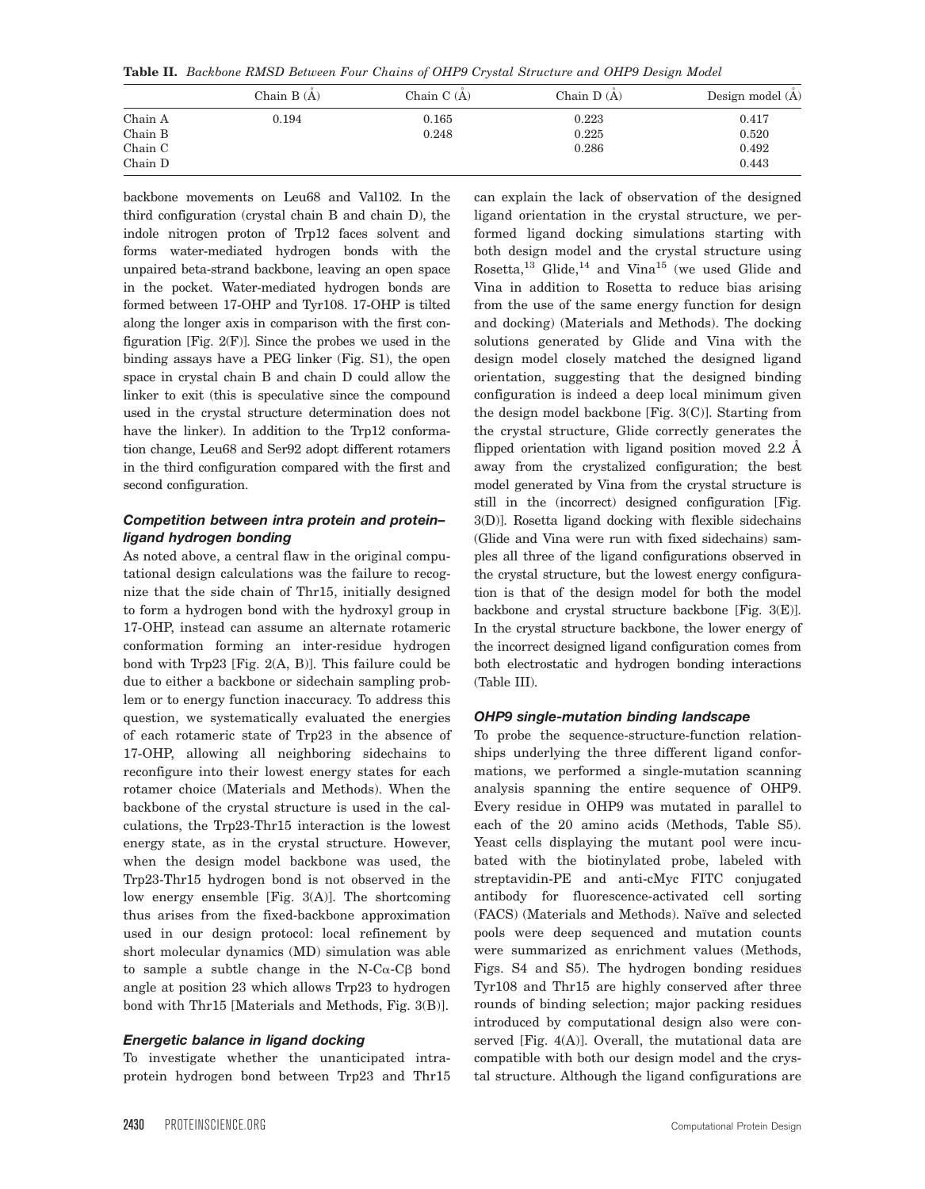**Table II.** *Backbone RMSD Between Four Chains of OHP9 Crystal Structure and OHP9 Design Model*

| | Chain B (Å) | Chain C (Å) | Chain D (Å) | Design model (Å) |
|---|---|---|---|---|
| Chain A | 0.194 | 0.165 | 0.223 | 0.417 |
| Chain B | | 0.248 | 0.225 | 0.520 |
| Chain C | | | 0.286 | 0.492 |
| Chain D | | | | 0.443 |

backbone movements on Leu68 and Val102. In the third configuration (crystal chain B and chain D), the indole nitrogen proton of Trp12 faces solvent and forms water-mediated hydrogen bonds with the unpaired beta-strand backbone, leaving an open space in the pocket. Water-mediated hydrogen bonds are formed between 17-OHP and Tyr108. 17-OHP is tilted along the longer axis in comparison with the first configuration [Fig. 2(F)]. Since the probes we used in the binding assays have a PEG linker (Fig. S1), the open space in crystal chain B and chain D could allow the linker to exit (this is speculative since the compound used in the crystal structure determination does not have the linker). In addition to the Trp12 conformation change, Leu68 and Ser92 adopt different rotamers in the third configuration compared with the first and second configuration.

### *Competition between intra protein and protein–ligand hydrogen bonding*

As noted above, a central flaw in the original computational design calculations was the failure to recognize that the side chain of Thr15, initially designed to form a hydrogen bond with the hydroxyl group in 17-OHP, instead can assume an alternate rotameric conformation forming an inter-residue hydrogen bond with Trp23 [Fig. 2(A, B)]. This failure could be due to either a backbone or sidechain sampling problem or to energy function inaccuracy. To address this question, we systematically evaluated the energies of each rotameric state of Trp23 in the absence of 17-OHP, allowing all neighboring sidechains to reconfigure into their lowest energy states for each rotamer choice (Materials and Methods). When the backbone of the crystal structure is used in the calculations, the Trp23-Thr15 interaction is the lowest energy state, as in the crystal structure. However, when the design model backbone was used, the Trp23-Thr15 hydrogen bond is not observed in the low energy ensemble [Fig. 3(A)]. The shortcoming thus arises from the fixed-backbone approximation used in our design protocol: local refinement by short molecular dynamics (MD) simulation was able to sample a subtle change in the N-Cα-Cβ bond angle at position 23 which allows Trp23 to hydrogen bond with Thr15 [Materials and Methods, Fig. 3(B)].

### *Energetic balance in ligand docking*

To investigate whether the unanticipated intra-protein hydrogen bond between Trp23 and Thr15 can explain the lack of observation of the designed ligand orientation in the crystal structure, we performed ligand docking simulations starting with both design model and the crystal structure using Rosetta,[13] Glide,[14] and Vina[15] (we used Glide and Vina in addition to Rosetta to reduce bias arising from the use of the same energy function for design and docking) (Materials and Methods). The docking solutions generated by Glide and Vina with the design model closely matched the designed ligand orientation, suggesting that the designed binding configuration is indeed a deep local minimum given the design model backbone [Fig. 3(C)]. Starting from the crystal structure, Glide correctly generates the flipped orientation with ligand position moved 2.2 Å away from the crystalized configuration; the best model generated by Vina from the crystal structure is still in the (incorrect) designed configuration [Fig. 3(D)]. Rosetta ligand docking with flexible sidechains (Glide and Vina were run with fixed sidechains) samples all three of the ligand configurations observed in the crystal structure, but the lowest energy configuration is that of the design model for both the model backbone and crystal structure backbone [Fig. 3(E)]. In the crystal structure backbone, the lower energy of the incorrect designed ligand configuration comes from both electrostatic and hydrogen bonding interactions (Table III).

### *OHP9 single-mutation binding landscape*

To probe the sequence-structure-function relationships underlying the three different ligand conformations, we performed a single-mutation scanning analysis spanning the entire sequence of OHP9. Every residue in OHP9 was mutated in parallel to each of the 20 amino acids (Methods, Table S5). Yeast cells displaying the mutant pool were incubated with the biotinylated probe, labeled with streptavidin-PE and anti-cMyc FITC conjugated antibody for fluorescence-activated cell sorting (FACS) (Materials and Methods). Naïve and selected pools were deep sequenced and mutation counts were summarized as enrichment values (Methods, Figs. S4 and S5). The hydrogen bonding residues Tyr108 and Thr15 are highly conserved after three rounds of binding selection; major packing residues introduced by computational design also were conserved [Fig. 4(A)]. Overall, the mutational data are compatible with both our design model and the crystal structure. Although the ligand configurations are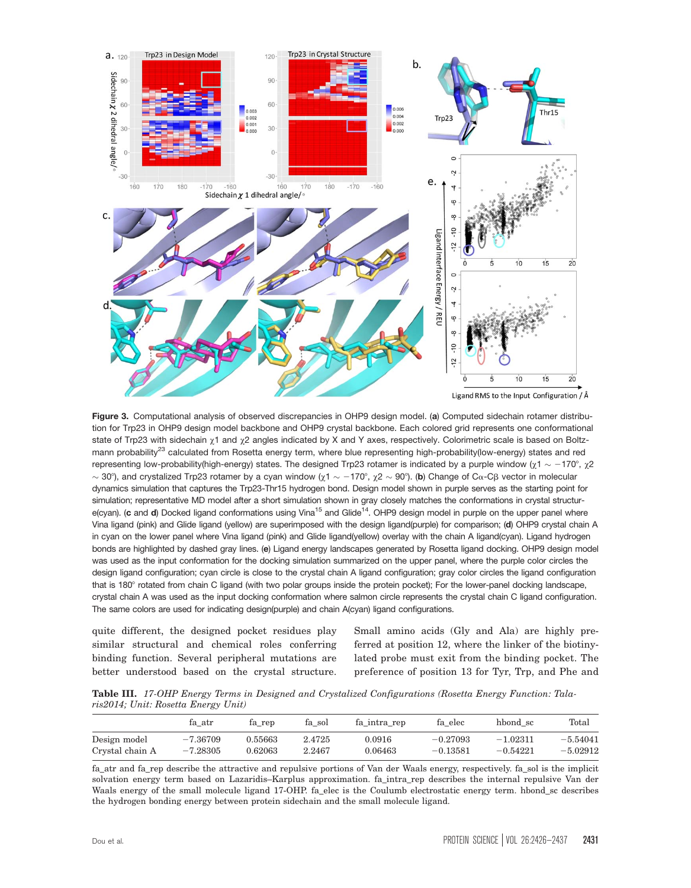**Figure 3.** Computational analysis of observed discrepancies in OHP9 design model. (**a**) Computed sidechain rotamer distribution for Trp23 in OHP9 design model backbone and OHP9 crystal backbone. Each colored grid represents one conformational state of Trp23 with sidechain $\chi1$ and $\chi2$ angles indicated by X and Y axes, respectively. Colorimetric scale is based on Boltzmann probability[23] calculated from Rosetta energy term, where blue representing high-probability(low-energy) states and red representing low-probability(high-energy) states. The designed Trp23 rotamer is indicated by a purple window ($\chi1 \sim -170°$, $\chi2 \sim 30°$), and crystalized Trp23 rotamer by a cyan window ($\chi1 \sim -170°$, $\chi2 \sim 90°$). (**b**) Change of Cα-Cβ vector in molecular dynamics simulation that captures the Trp23-Thr15 hydrogen bond. Design model shown in purple serves as the starting point for simulation; representative MD model after a short simulation shown in gray closely matches the conformations in crystal structure(cyan). (**c** and **d**) Docked ligand conformations using Vina[15] and Glide[14]. OHP9 design model in purple on the upper panel where Vina ligand (pink) and Glide ligand (yellow) are superimposed with the design ligand(purple) for comparison; (**d**) OHP9 crystal chain A in cyan on the lower panel where Vina ligand (pink) and Glide ligand(yellow) overlay with the chain A ligand(cyan). Ligand hydrogen bonds are highlighted by dashed gray lines. (**e**) Ligand energy landscapes generated by Rosetta ligand docking. OHP9 design model was used as the input conformation for the docking simulation summarized on the upper panel, where the purple color circles the design ligand configuration; cyan circle is close to the crystal chain A ligand configuration; gray color circles the ligand configuration that is 180° rotated from chain C ligand (with two polar groups inside the protein pocket); For the lower-panel docking landscape, crystal chain A was used as the input docking conformation where salmon circle represents the crystal chain C ligand configuration. The same colors are used for indicating design(purple) and chain A(cyan) ligand configurations.

quite different, the designed pocket residues play similar structural and chemical roles conferring binding function. Several peripheral mutations are better understood based on the crystal structure. Small amino acids (Gly and Ala) are highly preferred at position 12, where the linker of the biotinylated probe must exit from the binding pocket. The preference of position 13 for Tyr, Trp, and Phe and

**Table III.** *17-OHP Energy Terms in Designed and Crystalized Configurations (Rosetta Energy Function: Talaris2014; Unit: Rosetta Energy Unit)*

| | fa_atr | fa_rep | fa_sol | fa_intra_rep | fa_elec | hbond_sc | Total |
|---|---|---|---|---|---|---|---|
| Design model | −7.36709 | 0.55663 | 2.4725 | 0.0916 | −0.27093 | −1.02311 | −5.54041 |
| Crystal chain A | −7.28305 | 0.62063 | 2.2467 | 0.06463 | −0.13581 | −0.54221 | −5.02912 |

fa_atr and fa_rep describe the attractive and repulsive portions of Van der Waals energy, respectively. fa_sol is the implicit solvation energy term based on Lazaridis–Karplus approximation. fa_intra_rep describes the internal repulsive Van der Waals energy of the small molecule ligand 17-OHP. fa_elec is the Coulumb electrostatic energy term. hbond_sc describes the hydrogen bonding energy between protein sidechain and the small molecule ligand.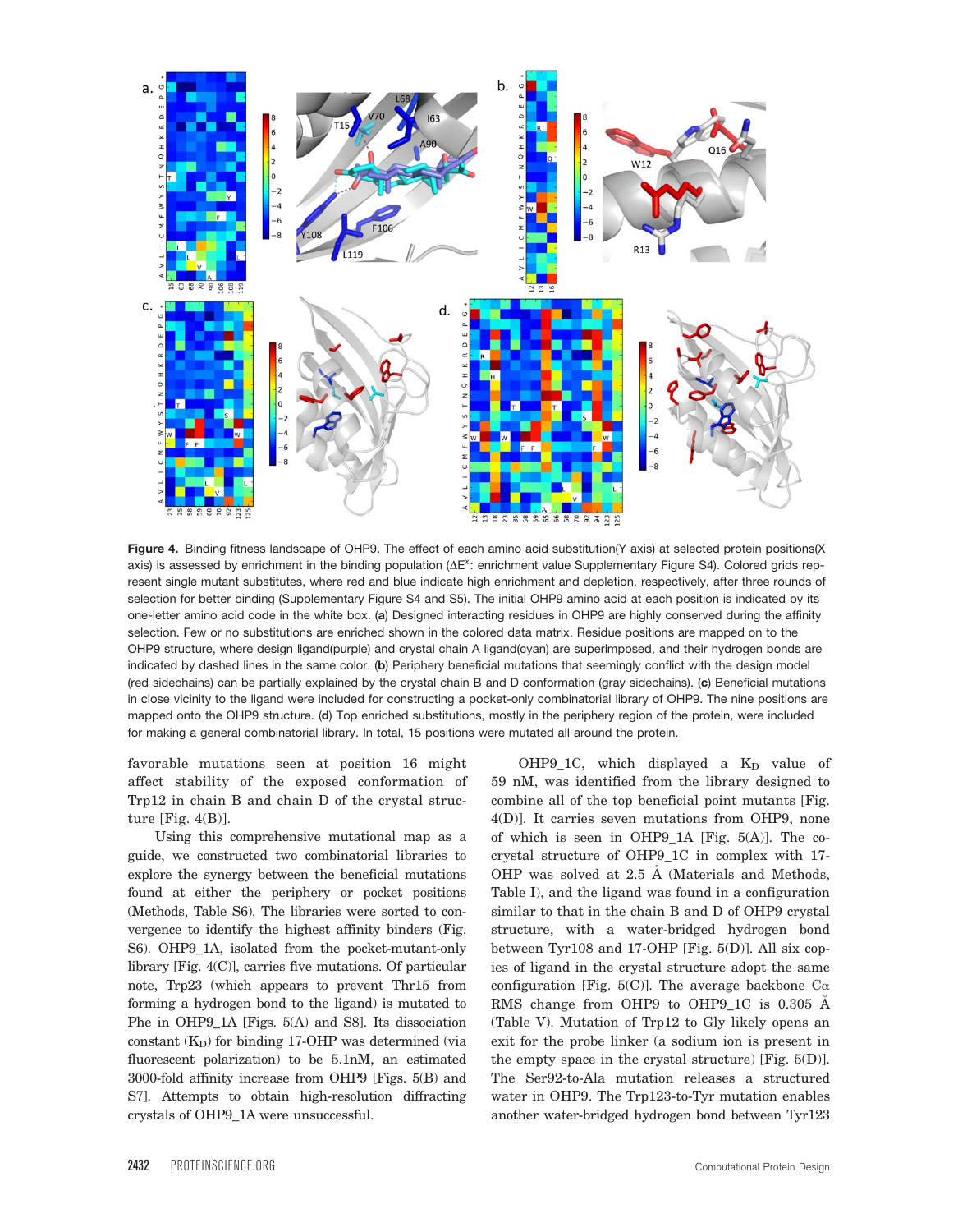**Figure 4.** Binding fitness landscape of OHP9. The effect of each amino acid substitution(Y axis) at selected protein positions(X axis) is assessed by enrichment in the binding population ($\Delta E^x$: enrichment value Supplementary Figure S4). Colored grids represent single mutant substitutes, where red and blue indicate high enrichment and depletion, respectively, after three rounds of selection for better binding (Supplementary Figure S4 and S5). The initial OHP9 amino acid at each position is indicated by its one-letter amino acid code in the white box. (**a**) Designed interacting residues in OHP9 are highly conserved during the affinity selection. Few or no substitutions are enriched shown in the colored data matrix. Residue positions are mapped on to the OHP9 structure, where design ligand(purple) and crystal chain A ligand(cyan) are superimposed, and their hydrogen bonds are indicated by dashed lines in the same color. (**b**) Periphery beneficial mutations that seemingly conflict with the design model (red sidechains) can be partially explained by the crystal chain B and D conformation (gray sidechains). (**c**) Beneficial mutations in close vicinity to the ligand were included for constructing a pocket-only combinatorial library of OHP9. The nine positions are mapped onto the OHP9 structure. (**d**) Top enriched substitutions, mostly in the periphery region of the protein, were included for making a general combinatorial library. In total, 15 positions were mutated all around the protein.

favorable mutations seen at position 16 might affect stability of the exposed conformation of Trp12 in chain B and chain D of the crystal structure [Fig. 4(B)].

Using this comprehensive mutational map as a guide, we constructed two combinatorial libraries to explore the synergy between the beneficial mutations found at either the periphery or pocket positions (Methods, Table S6). The libraries were sorted to convergence to identify the highest affinity binders (Fig. S6). OHP9_1A, isolated from the pocket-mutant-only library [Fig. 4(C)], carries five mutations. Of particular note, Trp23 (which appears to prevent Thr15 from forming a hydrogen bond to the ligand) is mutated to Phe in OHP9_1A [Figs. 5(A) and S8]. Its dissociation constant ($K_D$) for binding 17-OHP was determined (via fluorescent polarization) to be 5.1nM, an estimated 3000-fold affinity increase from OHP9 [Figs. 5(B) and S7]. Attempts to obtain high-resolution diffracting crystals of OHP9_1A were unsuccessful.

OHP9_1C, which displayed a $K_D$ value of 59 nM, was identified from the library designed to combine all of the top beneficial point mutants [Fig. 4(D)]. It carries seven mutations from OHP9, none of which is seen in OHP9_1A [Fig. 5(A)]. The co-crystal structure of OHP9_1C in complex with 17-OHP was solved at 2.5 Å (Materials and Methods, Table I), and the ligand was found in a configuration similar to that in the chain B and D of OHP9 crystal structure, with a water-bridged hydrogen bond between Tyr108 and 17-OHP [Fig. 5(D)]. All six copies of ligand in the crystal structure adopt the same configuration [Fig. 5(C)]. The average backbone Cα RMS change from OHP9 to OHP9_1C is 0.305 Å (Table V). Mutation of Trp12 to Gly likely opens an exit for the probe linker (a sodium ion is present in the empty space in the crystal structure) [Fig. 5(D)]. The Ser92-to-Ala mutation releases a structured water in OHP9. The Trp123-to-Tyr mutation enables another water-bridged hydrogen bond between Tyr123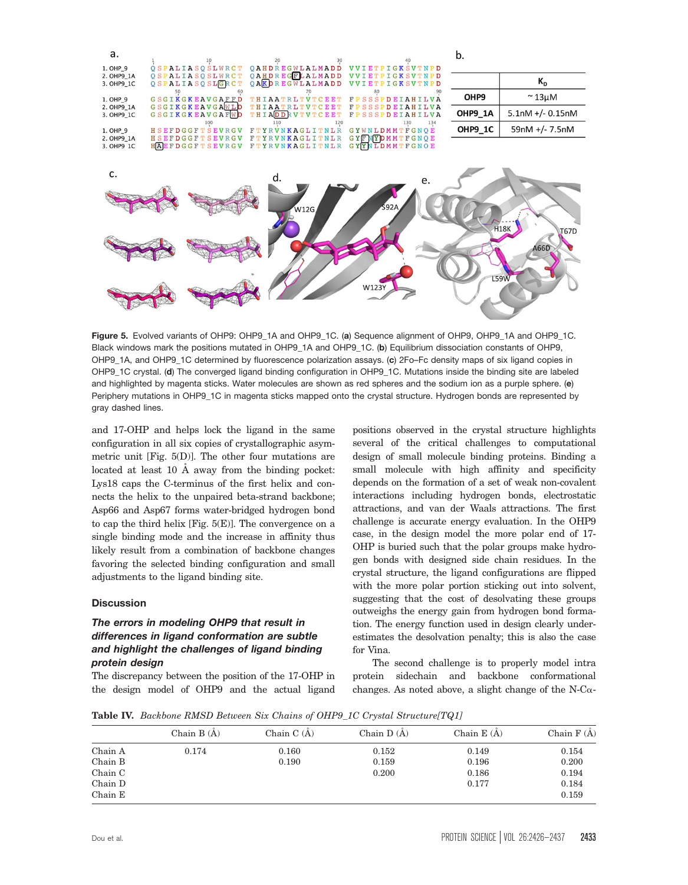**Figure 5.** Evolved variants of OHP9: OHP9_1A and OHP9_1C. (**a**) Sequence alignment of OHP9, OHP9_1A and OHP9_1C. Black windows mark the positions mutated in OHP9_1A and OHP9_1C. (**b**) Equilibrium dissociation constants of OHP9, OHP9_1A, and OHP9_1C determined by fluorescence polarization assays. (**c**) 2Fo–Fc density maps of six ligand copies in OHP9_1C crystal. (**d**) The converged ligand binding configuration in OHP9_1C. Mutations inside the binding site are labeled and highlighted by magenta sticks. Water molecules are shown as red spheres and the sodium ion as a purple sphere. (**e**) Periphery mutations in OHP9_1C in magenta sticks mapped onto the crystal structure. Hydrogen bonds are represented by gray dashed lines.

and 17-OHP and helps lock the ligand in the same configuration in all six copies of crystallographic asymmetric unit [Fig. 5(D)]. The other four mutations are located at least 10 Å away from the binding pocket: Lys18 caps the C-terminus of the first helix and connects the helix to the unpaired beta-strand backbone; Asp66 and Asp67 forms water-bridged hydrogen bond to cap the third helix [Fig. 5(E)]. The convergence on a single binding mode and the increase in affinity thus likely result from a combination of backbone changes favoring the selected binding configuration and small adjustments to the ligand binding site.

## Discussion

### *The errors in modeling OHP9 that result in differences in ligand conformation are subtle and highlight the challenges of ligand binding protein design*

The discrepancy between the position of the 17-OHP in the design model of OHP9 and the actual ligand positions observed in the crystal structure highlights several of the critical challenges to computational design of small molecule binding proteins. Binding a small molecule with high affinity and specificity depends on the formation of a set of weak non-covalent interactions including hydrogen bonds, electrostatic attractions, and van der Waals attractions. The first challenge is accurate energy evaluation. In the OHP9 case, in the design model the more polar end of 17-OHP is buried such that the polar groups make hydrogen bonds with designed side chain residues. In the crystal structure, the ligand configurations are flipped with the more polar portion sticking out into solvent, suggesting that the cost of desolvating these groups outweighs the energy gain from hydrogen bond formation. The energy function used in design clearly underestimates the desolvation penalty; this is also the case for Vina.

The second challenge is to properly model intra protein sidechain and backbone conformational changes. As noted above, a slight change of the N-Cα-

**Table IV.** *Backbone RMSD Between Six Chains of OHP9_1C Crystal Structure[TQ1]*

| | Chain B (Å) | Chain C (Å) | Chain D (Å) | Chain E (Å) | Chain F (Å) |
|---|---|---|---|---|---|
| Chain A | 0.174 | 0.160 | 0.152 | 0.149 | 0.154 |
| Chain B | | 0.190 | 0.159 | 0.196 | 0.200 |
| Chain C | | | 0.200 | 0.186 | 0.194 |
| Chain D | | | | 0.177 | 0.184 |
| Chain E | | | | | 0.159 |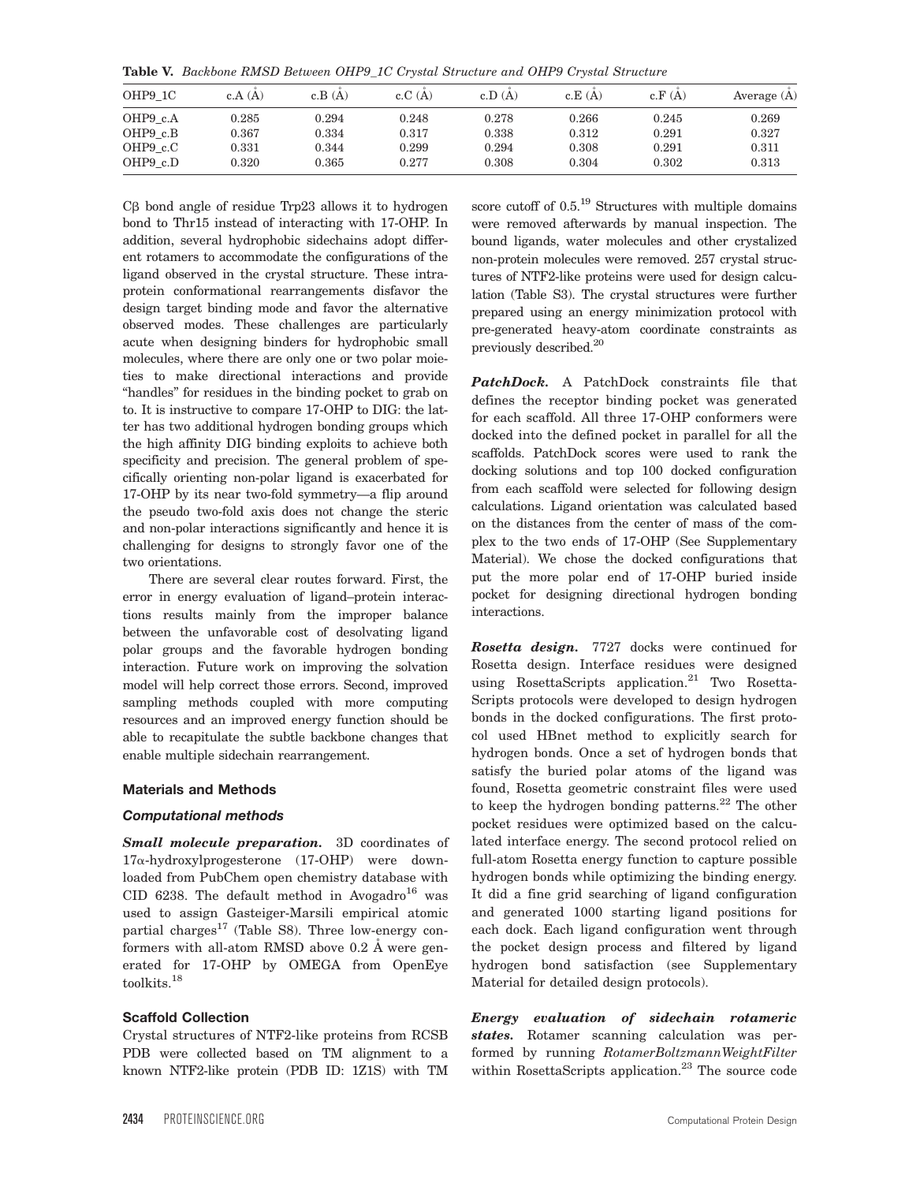**Table V.** *Backbone RMSD Between OHP9_1C Crystal Structure and OHP9 Crystal Structure*

| OHP9_1C | c.A (Å) | c.B (Å) | c.C (Å) | c.D (Å) | c.E (Å) | c.F (Å) | Average (Å) |
|---|---|---|---|---|---|---|---|
| OHP9_c.A | 0.285 | 0.294 | 0.248 | 0.278 | 0.266 | 0.245 | 0.269 |
| OHP9_c.B | 0.367 | 0.334 | 0.317 | 0.338 | 0.312 | 0.291 | 0.327 |
| OHP9_c.C | 0.331 | 0.344 | 0.299 | 0.294 | 0.308 | 0.291 | 0.311 |
| OHP9_c.D | 0.320 | 0.365 | 0.277 | 0.308 | 0.304 | 0.302 | 0.313 |

Cβ bond angle of residue Trp23 allows it to hydrogen bond to Thr15 instead of interacting with 17-OHP. In addition, several hydrophobic sidechains adopt different rotamers to accommodate the configurations of the ligand observed in the crystal structure. These intra-protein conformational rearrangements disfavor the design target binding mode and favor the alternative observed modes. These challenges are particularly acute when designing binders for hydrophobic small molecules, where there are only one or two polar moieties to make directional interactions and provide "handles" for residues in the binding pocket to grab on to. It is instructive to compare 17-OHP to DIG: the latter has two additional hydrogen bonding groups which the high affinity DIG binding exploits to achieve both specificity and precision. The general problem of specifically orienting non-polar ligand is exacerbated for 17-OHP by its near two-fold symmetry—a flip around the pseudo two-fold axis does not change the steric and non-polar interactions significantly and hence it is challenging for designs to strongly favor one of the two orientations.

There are several clear routes forward. First, the error in energy evaluation of ligand–protein interactions results mainly from the improper balance between the unfavorable cost of desolvating ligand polar groups and the favorable hydrogen bonding interaction. Future work on improving the solvation model will help correct those errors. Second, improved sampling methods coupled with more computing resources and an improved energy function should be able to recapitulate the subtle backbone changes that enable multiple sidechain rearrangement.

## Materials and Methods

### Computational methods

***Small molecule preparation.*** 3D coordinates of 17α-hydroxylprogesterone (17-OHP) were downloaded from PubChem open chemistry database with CID 6238. The default method in Avogadro[16] was used to assign Gasteiger-Marsili empirical atomic partial charges[17] (Table S8). Three low-energy conformers with all-atom RMSD above 0.2 Å were generated for 17-OHP by OMEGA from OpenEye toolkits.[18]

### Scaffold Collection

Crystal structures of NTF2-like proteins from RCSB PDB were collected based on TM alignment to a known NTF2-like protein (PDB ID: 1Z1S) with TM score cutoff of 0.5.[19] Structures with multiple domains were removed afterwards by manual inspection. The bound ligands, water molecules and other crystalized non-protein molecules were removed. 257 crystal structures of NTF2-like proteins were used for design calculation (Table S3). The crystal structures were further prepared using an energy minimization protocol with pre-generated heavy-atom coordinate constraints as previously described.[20]

***PatchDock.*** A PatchDock constraints file that defines the receptor binding pocket was generated for each scaffold. All three 17-OHP conformers were docked into the defined pocket in parallel for all the scaffolds. PatchDock scores were used to rank the docking solutions and top 100 docked configuration from each scaffold were selected for following design calculations. Ligand orientation was calculated based on the distances from the center of mass of the complex to the two ends of 17-OHP (See Supplementary Material). We chose the docked configurations that put the more polar end of 17-OHP buried inside pocket for designing directional hydrogen bonding interactions.

***Rosetta design.*** 7727 docks were continued for Rosetta design. Interface residues were designed using RosettaScripts application.[21] Two RosettaScripts protocols were developed to design hydrogen bonds in the docked configurations. The first protocol used HBnet method to explicitly search for hydrogen bonds. Once a set of hydrogen bonds that satisfy the buried polar atoms of the ligand was found, Rosetta geometric constraint files were used to keep the hydrogen bonding patterns.[22] The other pocket residues were optimized based on the calculated interface energy. The second protocol relied on full-atom Rosetta energy function to capture possible hydrogen bonds while optimizing the binding energy. It did a fine grid searching of ligand configuration and generated 1000 starting ligand positions for each dock. Each ligand configuration went through the pocket design process and filtered by ligand hydrogen bond satisfaction (see Supplementary Material for detailed design protocols).

***Energy evaluation of sidechain rotameric states.*** Rotamer scanning calculation was performed by running *RotamerBoltzmannWeightFilter* within RosettaScripts application.[23] The source code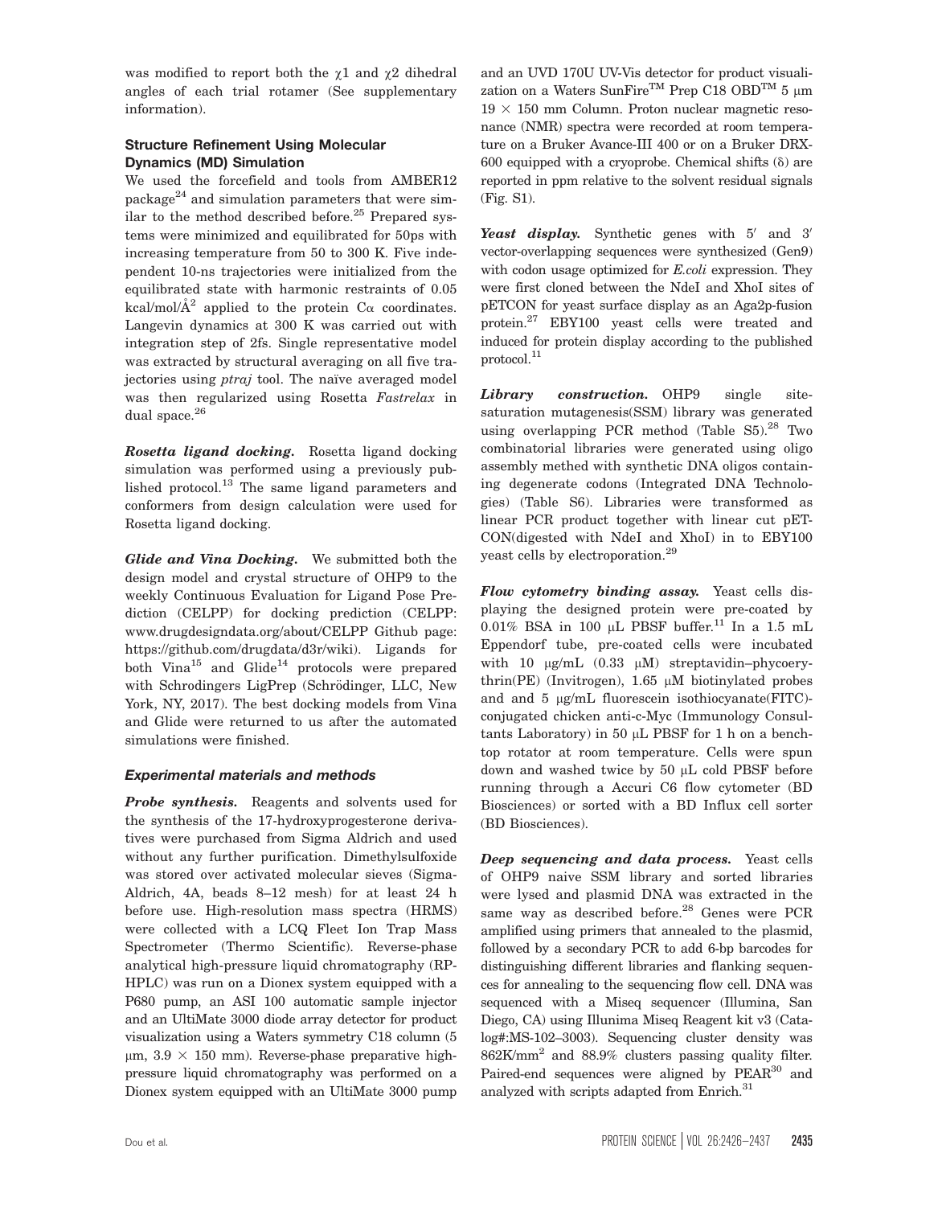was modified to report both the χ1 and χ2 dihedral angles of each trial rotamer (See supplementary information).

### Structure Refinement Using Molecular Dynamics (MD) Simulation

We used the forcefield and tools from AMBER12 package[24] and simulation parameters that were similar to the method described before.[25] Prepared systems were minimized and equilibrated for 50ps with increasing temperature from 50 to 300 K. Five independent 10-ns trajectories were initialized from the equilibrated state with harmonic restraints of 0.05 kcal/mol/Å$^2$ applied to the protein Cα coordinates. Langevin dynamics at 300 K was carried out with integration step of 2fs. Single representative model was extracted by structural averaging on all five trajectories using *ptraj* tool. The naïve averaged model was then regularized using Rosetta *Fastrelax* in dual space.[26]

***Rosetta ligand docking.*** Rosetta ligand docking simulation was performed using a previously published protocol.[13] The same ligand parameters and conformers from design calculation were used for Rosetta ligand docking.

***Glide and Vina Docking.*** We submitted both the design model and crystal structure of OHP9 to the weekly Continuous Evaluation for Ligand Pose Prediction (CELPP) for docking prediction (CELPP: www.drugdesigndata.org/about/CELPP Github page: https://github.com/drugdata/d3r/wiki). Ligands for both Vina[15] and Glide[14] protocols were prepared with Schrodingers LigPrep (Schrödinger, LLC, New York, NY, 2017). The best docking models from Vina and Glide were returned to us after the automated simulations were finished.

### *Experimental materials and methods*

***Probe synthesis.*** Reagents and solvents used for the synthesis of the 17-hydroxyprogesterone derivatives were purchased from Sigma Aldrich and used without any further purification. Dimethylsulfoxide was stored over activated molecular sieves (Sigma-Aldrich, 4A, beads 8–12 mesh) for at least 24 h before use. High-resolution mass spectra (HRMS) were collected with a LCQ Fleet Ion Trap Mass Spectrometer (Thermo Scientific). Reverse-phase analytical high-pressure liquid chromatography (RP-HPLC) was run on a Dionex system equipped with a P680 pump, an ASI 100 automatic sample injector and an UltiMate 3000 diode array detector for product visualization using a Waters symmetry C18 column (5 μm, 3.9 × 150 mm). Reverse-phase preparative high-pressure liquid chromatography was performed on a Dionex system equipped with an UltiMate 3000 pump and an UVD 170U UV-Vis detector for product visualization on a Waters SunFire™ Prep C18 OBD™ 5 μm 19 × 150 mm Column. Proton nuclear magnetic resonance (NMR) spectra were recorded at room temperature on a Bruker Avance-III 400 or on a Bruker DRX-600 equipped with a cryoprobe. Chemical shifts (δ) are reported in ppm relative to the solvent residual signals (Fig. S1).

***Yeast display.*** Synthetic genes with 5′ and 3′ vector-overlapping sequences were synthesized (Gen9) with codon usage optimized for *E.coli* expression. They were first cloned between the NdeI and XhoI sites of pETCON for yeast surface display as an Aga2p-fusion protein.[27] EBY100 yeast cells were treated and induced for protein display according to the published protocol.[11]

***Library construction.*** OHP9 single site-saturation mutagenesis(SSM) library was generated using overlapping PCR method (Table S5).[28] Two combinatorial libraries were generated using oligo assembly methed with synthetic DNA oligos containing degenerate codons (Integrated DNA Technologies) (Table S6). Libraries were transformed as linear PCR product together with linear cut pETCON(digested with NdeI and XhoI) in to EBY100 yeast cells by electroporation.[29]

***Flow cytometry binding assay.*** Yeast cells displaying the designed protein were pre-coated by 0.01% BSA in 100 μL PBSF buffer.[11] In a 1.5 mL Eppendorf tube, pre-coated cells were incubated with 10 μg/mL (0.33 μM) streptavidin–phycoerythrin(PE) (Invitrogen), 1.65 μM biotinylated probes and and 5 μg/mL fluorescein isothiocyanate(FITC)-conjugated chicken anti-c-Myc (Immunology Consultants Laboratory) in 50 μL PBSF for 1 h on a benchtop rotator at room temperature. Cells were spun down and washed twice by 50 μL cold PBSF before running through a Accuri C6 flow cytometer (BD Biosciences) or sorted with a BD Influx cell sorter (BD Biosciences).

***Deep sequencing and data process.*** Yeast cells of OHP9 naive SSM library and sorted libraries were lysed and plasmid DNA was extracted in the same way as described before.[28] Genes were PCR amplified using primers that annealed to the plasmid, followed by a secondary PCR to add 6-bp barcodes for distinguishing different libraries and flanking sequences for annealing to the sequencing flow cell. DNA was sequenced with a Miseq sequencer (Illumina, San Diego, CA) using Illunima Miseq Reagent kit v3 (Catalog#:MS-102–3003). Sequencing cluster density was 862K/mm$^2$ and 88.9% clusters passing quality filter. Paired-end sequences were aligned by PEAR[30] and analyzed with scripts adapted from Enrich.[31]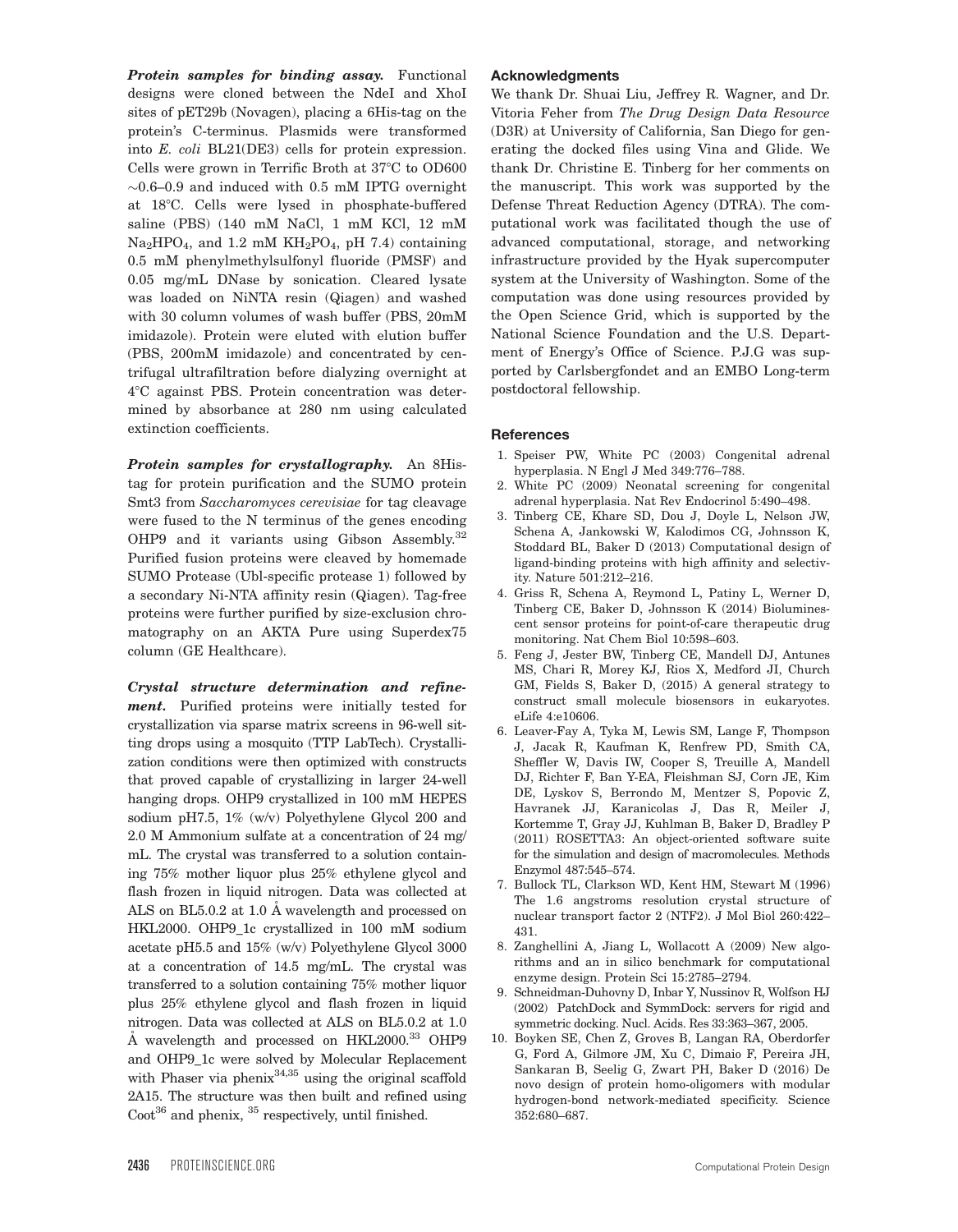***Protein samples for binding assay.*** Functional designs were cloned between the NdeI and XhoI sites of pET29b (Novagen), placing a 6His-tag on the protein's C-terminus. Plasmids were transformed into *E. coli* BL21(DE3) cells for protein expression. Cells were grown in Terrific Broth at 37°C to OD600 ~0.6–0.9 and induced with 0.5 mM IPTG overnight at 18°C. Cells were lysed in phosphate-buffered saline (PBS) (140 mM NaCl, 1 mM KCl, 12 mM $Na_2HPO_4$, and 1.2 mM $KH_2PO_4$, pH 7.4) containing 0.5 mM phenylmethylsulfonyl fluoride (PMSF) and 0.05 mg/mL DNase by sonication. Cleared lysate was loaded on NiNTA resin (Qiagen) and washed with 30 column volumes of wash buffer (PBS, 20mM imidazole). Protein were eluted with elution buffer (PBS, 200mM imidazole) and concentrated by centrifugal ultrafiltration before dialyzing overnight at 4°C against PBS. Protein concentration was determined by absorbance at 280 nm using calculated extinction coefficients.

***Protein samples for crystallography.*** An 8His-tag for protein purification and the SUMO protein Smt3 from *Saccharomyces cerevisiae* for tag cleavage were fused to the N terminus of the genes encoding OHP9 and it variants using Gibson Assembly.[32] Purified fusion proteins were cleaved by homemade SUMO Protease (Ubl-specific protease 1) followed by a secondary Ni-NTA affinity resin (Qiagen). Tag-free proteins were further purified by size-exclusion chromatography on an AKTA Pure using Superdex75 column (GE Healthcare).

***Crystal structure determination and refinement.*** Purified proteins were initially tested for crystallization via sparse matrix screens in 96-well sitting drops using a mosquito (TTP LabTech). Crystallization conditions were then optimized with constructs that proved capable of crystallizing in larger 24-well hanging drops. OHP9 crystallized in 100 mM HEPES sodium pH7.5, 1% (w/v) Polyethylene Glycol 200 and 2.0 M Ammonium sulfate at a concentration of 24 mg/mL. The crystal was transferred to a solution containing 75% mother liquor plus 25% ethylene glycol and flash frozen in liquid nitrogen. Data was collected at ALS on BL5.0.2 at 1.0 Å wavelength and processed on HKL2000. OHP9_1c crystallized in 100 mM sodium acetate pH5.5 and 15% (w/v) Polyethylene Glycol 3000 at a concentration of 14.5 mg/mL. The crystal was transferred to a solution containing 75% mother liquor plus 25% ethylene glycol and flash frozen in liquid nitrogen. Data was collected at ALS on BL5.0.2 at 1.0 Å wavelength and processed on HKL2000.[33] OHP9 and OHP9_1c were solved by Molecular Replacement with Phaser via phenix[34,35] using the original scaffold 2A15. The structure was then built and refined using Coot[36] and phenix, [35] respectively, until finished.

## Acknowledgments

We thank Dr. Shuai Liu, Jeffrey R. Wagner, and Dr. Vitoria Feher from *The Drug Design Data Resource* (D3R) at University of California, San Diego for generating the docked files using Vina and Glide. We thank Dr. Christine E. Tinberg for her comments on the manuscript. This work was supported by the Defense Threat Reduction Agency (DTRA). The computational work was facilitated though the use of advanced computational, storage, and networking infrastructure provided by the Hyak supercomputer system at the University of Washington. Some of the computation was done using resources provided by the Open Science Grid, which is supported by the National Science Foundation and the U.S. Department of Energy's Office of Science. P.J.G was supported by Carlsbergfondet and an EMBO Long-term postdoctoral fellowship.

## References

1. Speiser PW, White PC (2003) Congenital adrenal hyperplasia. N Engl J Med 349:776–788.
2. White PC (2009) Neonatal screening for congenital adrenal hyperplasia. Nat Rev Endocrinol 5:490–498.
3. Tinberg CE, Khare SD, Dou J, Doyle L, Nelson JW, Schena A, Jankowski W, Kalodimos CG, Johnsson K, Stoddard BL, Baker D (2013) Computational design of ligand-binding proteins with high affinity and selectivity. Nature 501:212–216.
4. Griss R, Schena A, Reymond L, Patiny L, Werner D, Tinberg CE, Baker D, Johnsson K (2014) Bioluminescent sensor proteins for point-of-care therapeutic drug monitoring. Nat Chem Biol 10:598–603.
5. Feng J, Jester BW, Tinberg CE, Mandell DJ, Antunes MS, Chari R, Morey KJ, Rios X, Medford JI, Church GM, Fields S, Baker D, (2015) A general strategy to construct small molecule biosensors in eukaryotes. eLife 4:e10606.
6. Leaver-Fay A, Tyka M, Lewis SM, Lange F, Thompson J, Jacak R, Kaufman K, Renfrew PD, Smith CA, Sheffler W, Davis IW, Cooper S, Treuille A, Mandell DJ, Richter F, Ban Y-EA, Fleishman SJ, Corn JE, Kim DE, Lyskov S, Berrondo M, Mentzer S, Popovic Z, Havranek JJ, Karanicolas J, Das R, Meiler J, Kortemme T, Gray JJ, Kuhlman B, Baker D, Bradley P (2011) ROSETTA3: An object-oriented software suite for the simulation and design of macromolecules. Methods Enzymol 487:545–574.
7. Bullock TL, Clarkson WD, Kent HM, Stewart M (1996) The 1.6 angstroms resolution crystal structure of nuclear transport factor 2 (NTF2). J Mol Biol 260:422–431.
8. Zanghellini A, Jiang L, Wollacott A (2009) New algorithms and an in silico benchmark for computational enzyme design. Protein Sci 15:2785–2794.
9. Schneidman-Duhovny D, Inbar Y, Nussinov R, Wolfson HJ (2002) PatchDock and SymmDock: servers for rigid and symmetric docking. Nucl. Acids. Res 33:363–367, 2005.
10. Boyken SE, Chen Z, Groves B, Langan RA, Oberdorfer G, Ford A, Gilmore JM, Xu C, Dimaio F, Pereira JH, Sankaran B, Seelig G, Zwart PH, Baker D (2016) De novo design of protein homo-oligomers with modular hydrogen-bond network-mediated specificity. Science 352:680–687.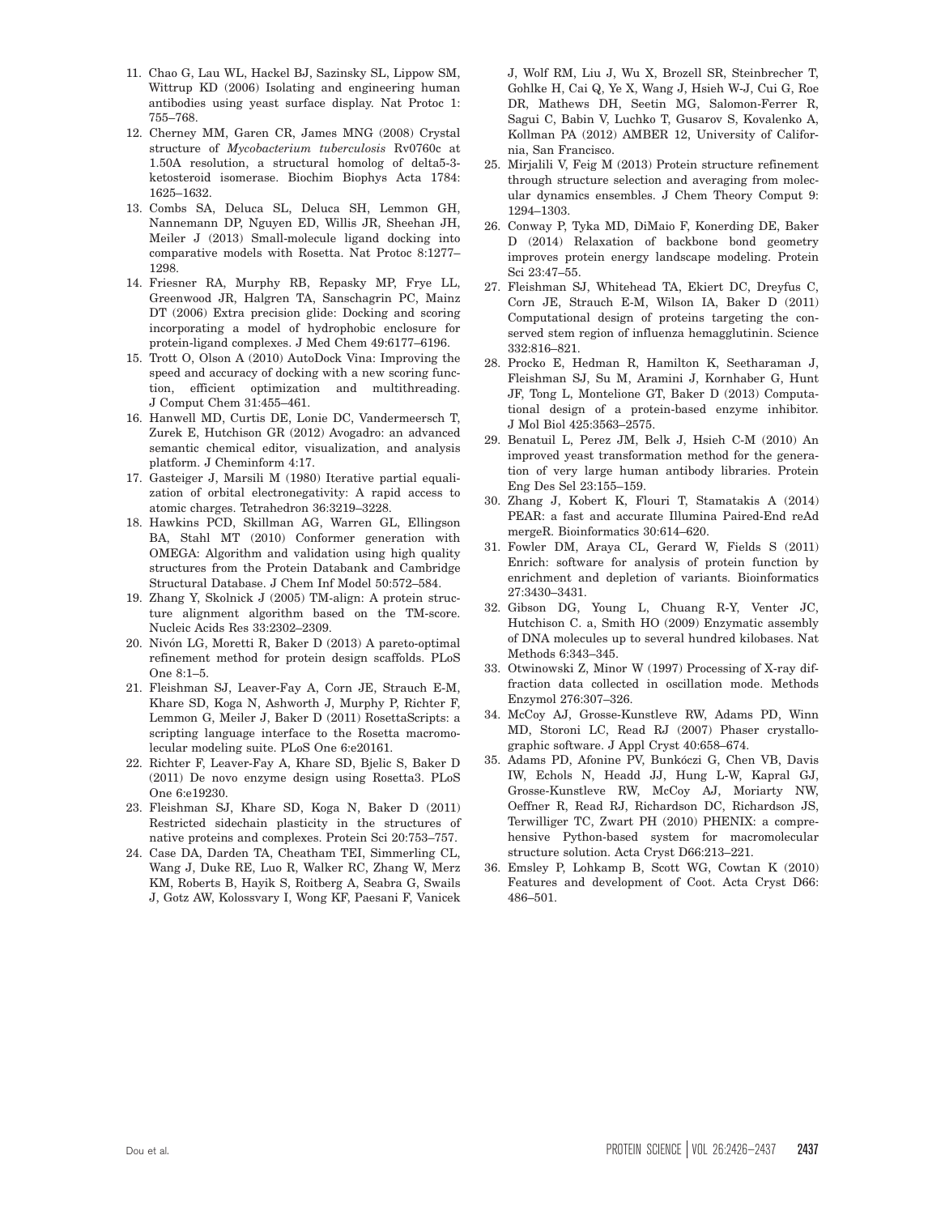11. Chao G, Lau WL, Hackel BJ, Sazinsky SL, Lippow SM, Wittrup KD (2006) Isolating and engineering human antibodies using yeast surface display. Nat Protoc 1: 755–768.
12. Cherney MM, Garen CR, James MNG (2008) Crystal structure of *Mycobacterium tuberculosis* Rv0760c at 1.50A resolution, a structural homolog of delta5-3-ketosteroid isomerase. Biochim Biophys Acta 1784: 1625–1632.
13. Combs SA, Deluca SL, Deluca SH, Lemmon GH, Nannemann DP, Nguyen ED, Willis JR, Sheehan JH, Meiler J (2013) Small-molecule ligand docking into comparative models with Rosetta. Nat Protoc 8:1277–1298.
14. Friesner RA, Murphy RB, Repasky MP, Frye LL, Greenwood JR, Halgren TA, Sanschagrin PC, Mainz DT (2006) Extra precision glide: Docking and scoring incorporating a model of hydrophobic enclosure for protein-ligand complexes. J Med Chem 49:6177–6196.
15. Trott O, Olson A (2010) AutoDock Vina: Improving the speed and accuracy of docking with a new scoring function, efficient optimization and multithreading. J Comput Chem 31:455–461.
16. Hanwell MD, Curtis DE, Lonie DC, Vandermeersch T, Zurek E, Hutchison GR (2012) Avogadro: an advanced semantic chemical editor, visualization, and analysis platform. J Cheminform 4:17.
17. Gasteiger J, Marsili M (1980) Iterative partial equalization of orbital electronegativity: A rapid access to atomic charges. Tetrahedron 36:3219–3228.
18. Hawkins PCD, Skillman AG, Warren GL, Ellingson BA, Stahl MT (2010) Conformer generation with OMEGA: Algorithm and validation using high quality structures from the Protein Databank and Cambridge Structural Database. J Chem Inf Model 50:572–584.
19. Zhang Y, Skolnick J (2005) TM-align: A protein structure alignment algorithm based on the TM-score. Nucleic Acids Res 33:2302–2309.
20. Nivón LG, Moretti R, Baker D (2013) A pareto-optimal refinement method for protein design scaffolds. PLoS One 8:1–5.
21. Fleishman SJ, Leaver-Fay A, Corn JE, Strauch E-M, Khare SD, Koga N, Ashworth J, Murphy P, Richter F, Lemmon G, Meiler J, Baker D (2011) RosettaScripts: a scripting language interface to the Rosetta macromolecular modeling suite. PLoS One 6:e20161.
22. Richter F, Leaver-Fay A, Khare SD, Bjelic S, Baker D (2011) De novo enzyme design using Rosetta3. PLoS One 6:e19230.
23. Fleishman SJ, Khare SD, Koga N, Baker D (2011) Restricted sidechain plasticity in the structures of native proteins and complexes. Protein Sci 20:753–757.
24. Case DA, Darden TA, Cheatham TEI, Simmerling CL, Wang J, Duke RE, Luo R, Walker RC, Zhang W, Merz KM, Roberts B, Hayik S, Roitberg A, Seabra G, Swails J, Gotz AW, Kolossvary I, Wong KF, Paesani F, Vanicek J, Wolf RM, Liu J, Wu X, Brozell SR, Steinbrecher T, Gohlke H, Cai Q, Ye X, Wang J, Hsieh W-J, Cui G, Roe DR, Mathews DH, Seetin MG, Salomon-Ferrer R, Sagui C, Babin V, Luchko T, Gusarov S, Kovalenko A, Kollman PA (2012) AMBER 12, University of California, San Francisco.
25. Mirjalili V, Feig M (2013) Protein structure refinement through structure selection and averaging from molecular dynamics ensembles. J Chem Theory Comput 9: 1294–1303.
26. Conway P, Tyka MD, DiMaio F, Konerding DE, Baker D (2014) Relaxation of backbone bond geometry improves protein energy landscape modeling. Protein Sci 23:47–55.
27. Fleishman SJ, Whitehead TA, Ekiert DC, Dreyfus C, Corn JE, Strauch E-M, Wilson IA, Baker D (2011) Computational design of proteins targeting the conserved stem region of influenza hemagglutinin. Science 332:816–821.
28. Procko E, Hedman R, Hamilton K, Seetharaman J, Fleishman SJ, Su M, Aramini J, Kornhaber G, Hunt JF, Tong L, Montelione GT, Baker D (2013) Computational design of a protein-based enzyme inhibitor. J Mol Biol 425:3563–2575.
29. Benatuil L, Perez JM, Belk J, Hsieh C-M (2010) An improved yeast transformation method for the generation of very large human antibody libraries. Protein Eng Des Sel 23:155–159.
30. Zhang J, Kobert K, Flouri T, Stamatakis A (2014) PEAR: a fast and accurate Illumina Paired-End reAd mergeR. Bioinformatics 30:614–620.
31. Fowler DM, Araya CL, Gerard W, Fields S (2011) Enrich: software for analysis of protein function by enrichment and depletion of variants. Bioinformatics 27:3430–3431.
32. Gibson DG, Young L, Chuang R-Y, Venter JC, Hutchison C. a, Smith HO (2009) Enzymatic assembly of DNA molecules up to several hundred kilobases. Nat Methods 6:343–345.
33. Otwinowski Z, Minor W (1997) Processing of X-ray diffraction data collected in oscillation mode. Methods Enzymol 276:307–326.
34. McCoy AJ, Grosse-Kunstleve RW, Adams PD, Winn MD, Storoni LC, Read RJ (2007) Phaser crystallographic software. J Appl Cryst 40:658–674.
35. Adams PD, Afonine PV, Bunkóczi G, Chen VB, Davis IW, Echols N, Headd JJ, Hung L-W, Kapral GJ, Grosse-Kunstleve RW, McCoy AJ, Moriarty NW, Oeffner R, Read RJ, Richardson DC, Richardson JS, Terwilliger TC, Zwart PH (2010) PHENIX: a comprehensive Python-based system for macromolecular structure solution. Acta Cryst D66:213–221.
36. Emsley P, Lohkamp B, Scott WG, Cowtan K (2010) Features and development of Coot. Acta Cryst D66: 486–501.